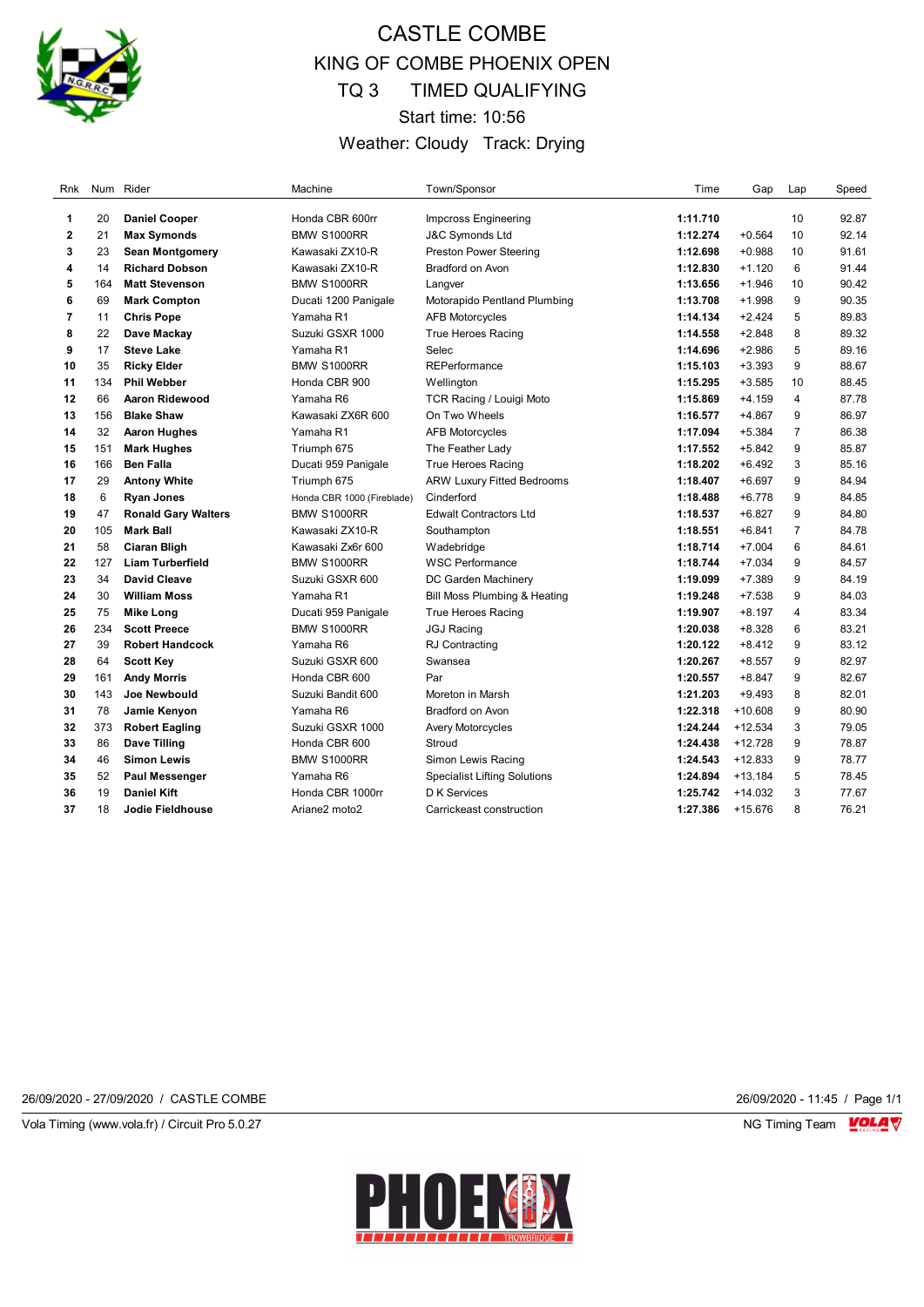# CASTLE COMBE

## KING OF COMBE PHOENIX OPEN

## TQ 3 TIMED QUALIFYING

Start time: 10:56

Weather: Cloudy Track: Drying

| Rnk | Num | Rider | Machine | Town/Sponsor | Time | Gap | Lap | Speed |
|---|---|---|---|---|---|---|---|---|
| 1 | 20 | **Daniel Cooper** | Honda CBR 600rr | Impcross Engineering | **1:11.710** | | 10 | 92.87 |
| 2 | 21 | **Max Symonds** | BMW S1000RR | J&C Symonds Ltd | **1:12.274** | +0.564 | 10 | 92.14 |
| 3 | 23 | **Sean Montgomery** | Kawasaki ZX10-R | Preston Power Steering | **1:12.698** | +0.988 | 10 | 91.61 |
| 4 | 14 | **Richard Dobson** | Kawasaki ZX10-R | Bradford on Avon | **1:12.830** | +1.120 | 6 | 91.44 |
| 5 | 164 | **Matt Stevenson** | BMW S1000RR | Langver | **1:13.656** | +1.946 | 10 | 90.42 |
| 6 | 69 | **Mark Compton** | Ducati 1200 Panigale | Motorapido Pentland Plumbing | **1:13.708** | +1.998 | 9 | 90.35 |
| 7 | 11 | **Chris Pope** | Yamaha R1 | AFB Motorcycles | **1:14.134** | +2.424 | 5 | 89.83 |
| 8 | 22 | **Dave Mackay** | Suzuki GSXR 1000 | True Heroes Racing | **1:14.558** | +2.848 | 8 | 89.32 |
| 9 | 17 | **Steve Lake** | Yamaha R1 | Selec | **1:14.696** | +2.986 | 5 | 89.16 |
| 10 | 35 | **Ricky Elder** | BMW S1000RR | REPerformance | **1:15.103** | +3.393 | 9 | 88.67 |
| 11 | 134 | **Phil Webber** | Honda CBR 900 | Wellington | **1:15.295** | +3.585 | 10 | 88.45 |
| 12 | 66 | **Aaron Ridewood** | Yamaha R6 | TCR Racing / Louigi Moto | **1:15.869** | +4.159 | 4 | 87.78 |
| 13 | 156 | **Blake Shaw** | Kawasaki ZX6R 600 | On Two Wheels | **1:16.577** | +4.867 | 9 | 86.97 |
| 14 | 32 | **Aaron Hughes** | Yamaha R1 | AFB Motorcycles | **1:17.094** | +5.384 | 7 | 86.38 |
| 15 | 151 | **Mark Hughes** | Triumph 675 | The Feather Lady | **1:17.552** | +5.842 | 9 | 85.87 |
| 16 | 166 | **Ben Falla** | Ducati 959 Panigale | True Heroes Racing | **1:18.202** | +6.492 | 3 | 85.16 |
| 17 | 29 | **Antony White** | Triumph 675 | ARW Luxury Fitted Bedrooms | **1:18.407** | +6.697 | 9 | 84.94 |
| 18 | 6 | **Ryan Jones** | Honda CBR 1000 (Fireblade) | Cinderford | **1:18.488** | +6.778 | 9 | 84.85 |
| 19 | 47 | **Ronald Gary Walters** | BMW S1000RR | Edwalt Contractors Ltd | **1:18.537** | +6.827 | 9 | 84.80 |
| 20 | 105 | **Mark Ball** | Kawasaki ZX10-R | Southampton | **1:18.551** | +6.841 | 7 | 84.78 |
| 21 | 58 | **Ciaran Bligh** | Kawasaki Zx6r 600 | Wadebridge | **1:18.714** | +7.004 | 6 | 84.61 |
| 22 | 127 | **Liam Turberfield** | BMW S1000RR | WSC Performance | **1:18.744** | +7.034 | 9 | 84.57 |
| 23 | 34 | **David Cleave** | Suzuki GSXR 600 | DC Garden Machinery | **1:19.099** | +7.389 | 9 | 84.19 |
| 24 | 30 | **William Moss** | Yamaha R1 | Bill Moss Plumbing & Heating | **1:19.248** | +7.538 | 9 | 84.03 |
| 25 | 75 | **Mike Long** | Ducati 959 Panigale | True Heroes Racing | **1:19.907** | +8.197 | 4 | 83.34 |
| 26 | 234 | **Scott Preece** | BMW S1000RR | JGJ Racing | **1:20.038** | +8.328 | 6 | 83.21 |
| 27 | 39 | **Robert Handcock** | Yamaha R6 | RJ Contracting | **1:20.122** | +8.412 | 9 | 83.12 |
| 28 | 64 | **Scott Key** | Suzuki GSXR 600 | Swansea | **1:20.267** | +8.557 | 9 | 82.97 |
| 29 | 161 | **Andy Morris** | Honda CBR 600 | Par | **1:20.557** | +8.847 | 9 | 82.67 |
| 30 | 143 | **Joe Newbould** | Suzuki Bandit 600 | Moreton in Marsh | **1:21.203** | +9.493 | 8 | 82.01 |
| 31 | 78 | **Jamie Kenyon** | Yamaha R6 | Bradford on Avon | **1:22.318** | +10.608 | 9 | 80.90 |
| 32 | 373 | **Robert Eagling** | Suzuki GSXR 1000 | Avery Motorcycles | **1:24.244** | +12.534 | 3 | 79.05 |
| 33 | 86 | **Dave Tilling** | Honda CBR 600 | Stroud | **1:24.438** | +12.728 | 9 | 78.87 |
| 34 | 46 | **Simon Lewis** | BMW S1000RR | Simon Lewis Racing | **1:24.543** | +12.833 | 9 | 78.77 |
| 35 | 52 | **Paul Messenger** | Yamaha R6 | Specialist Lifting Solutions | **1:24.894** | +13.184 | 5 | 78.45 |
| 36 | 19 | **Daniel Kift** | Honda CBR 1000rr | D K Services | **1:25.742** | +14.032 | 3 | 77.67 |
| 37 | 18 | **Jodie Fieldhouse** | Ariane2 moto2 | Carrickeast construction | **1:27.386** | +15.676 | 8 | 76.21 |

26/09/2020 - 27/09/2020 / CASTLE COMBE

26/09/2020 - 11:45 / Page 1/1

Vola Timing (www.vola.fr) / Circuit Pro 5.0.27

NG Timing Team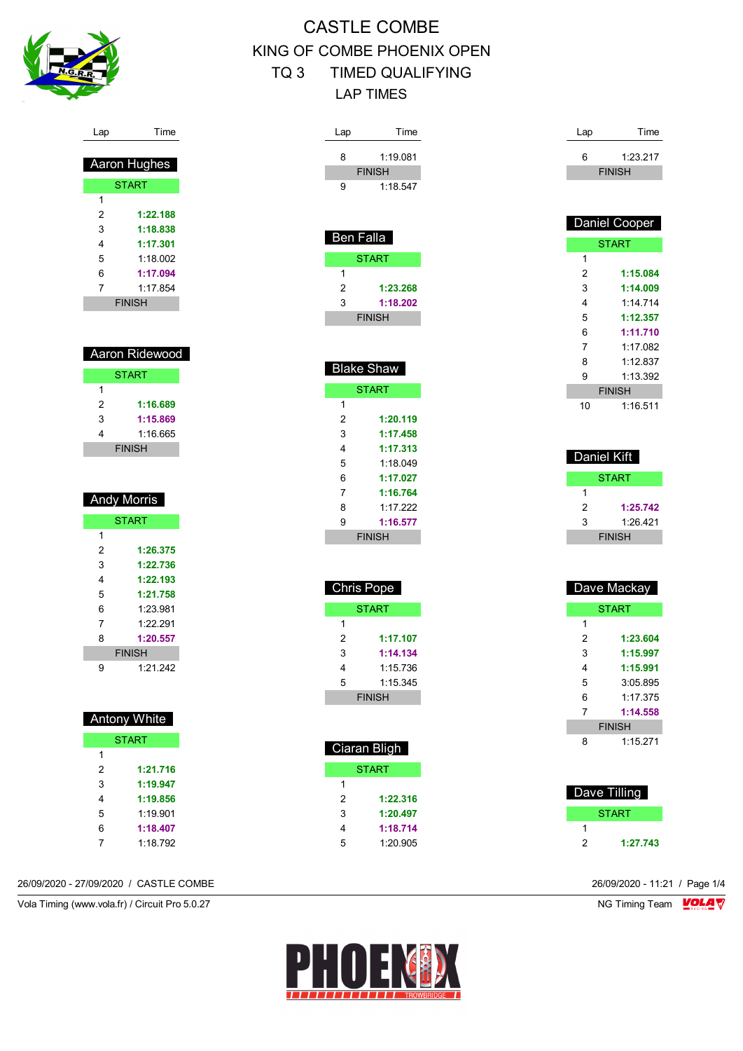# CASTLE COMBE

## KING OF COMBE PHOENIX OPEN

## TQ 3 TIMED QUALIFYING

## LAP TIMES

### Aaron Hughes

| Lap | Time |
|---|---|
| START | |
| 1 | |
| 2 | **1:22.188** |
| 3 | **1:18.838** |
| 4 | **1:17.301** |
| 5 | 1:18.002 |
| 6 | **1:17.094** |
| 7 | 1:17.854 |
| FINISH | |

### Aaron Ridewood

| Lap | Time |
|---|---|
| START | |
| 1 | |
| 2 | **1:16.689** |
| 3 | **1:15.869** |
| 4 | 1:16.665 |
| FINISH | |

### Andy Morris

| Lap | Time |
|---|---|
| START | |
| 1 | |
| 2 | **1:26.375** |
| 3 | **1:22.736** |
| 4 | **1:22.193** |
| 5 | **1:21.758** |
| 6 | 1:23.981 |
| 7 | 1:22.291 |
| 8 | **1:20.557** |
| FINISH | |
| 9 | 1:21.242 |

### Antony White

| Lap | Time |
|---|---|
| START | |
| 1 | |
| 2 | **1:21.716** |
| 3 | **1:19.947** |
| 4 | **1:19.856** |
| 5 | 1:19.901 |
| 6 | **1:18.407** |
| 7 | 1:18.792 |
| 8 | 1:19.081 |
| FINISH | |
| 9 | 1:18.547 |

### Ben Falla

| Lap | Time |
|---|---|
| START | |
| 1 | |
| 2 | **1:23.268** |
| 3 | **1:18.202** |
| FINISH | |

### Blake Shaw

| Lap | Time |
|---|---|
| START | |
| 1 | |
| 2 | **1:20.119** |
| 3 | **1:17.458** |
| 4 | **1:17.313** |
| 5 | 1:18.049 |
| 6 | **1:17.027** |
| 7 | **1:16.764** |
| 8 | 1:17.222 |
| 9 | **1:16.577** |
| FINISH | |

### Chris Pope

| Lap | Time |
|---|---|
| START | |
| 1 | |
| 2 | **1:17.107** |
| 3 | **1:14.134** |
| 4 | 1:15.736 |
| 5 | 1:15.345 |
| FINISH | |

### Ciaran Bligh

| Lap | Time |
|---|---|
| START | |
| 1 | |
| 2 | **1:22.316** |
| 3 | **1:20.497** |
| 4 | **1:18.714** |
| 5 | 1:20.905 |
| 6 | 1:23.217 |
| FINISH | |

### Daniel Cooper

| Lap | Time |
|---|---|
| START | |
| 1 | |
| 2 | **1:15.084** |
| 3 | **1:14.009** |
| 4 | 1:14.714 |
| 5 | **1:12.357** |
| 6 | **1:11.710** |
| 7 | 1:17.082 |
| 8 | 1:12.837 |
| 9 | 1:13.392 |
| FINISH | |
| 10 | 1:16.511 |

### Daniel Kift

| Lap | Time |
|---|---|
| START | |
| 1 | |
| 2 | **1:25.742** |
| 3 | 1:26.421 |
| FINISH | |

### Dave Mackay

| Lap | Time |
|---|---|
| START | |
| 1 | |
| 2 | **1:23.604** |
| 3 | **1:15.997** |
| 4 | **1:15.991** |
| 5 | 3:05.895 |
| 6 | 1:17.375 |
| 7 | **1:14.558** |
| FINISH | |
| 8 | 1:15.271 |

### Dave Tilling

| Lap | Time |
|---|---|
| START | |
| 1 | |
| 2 | **1:27.743** |

26/09/2020 - 27/09/2020 / CASTLE COMBE

26/09/2020 - 11:21

Vola Timing (www.vola.fr) / Circuit Pro 5.0.27

NG Timing Team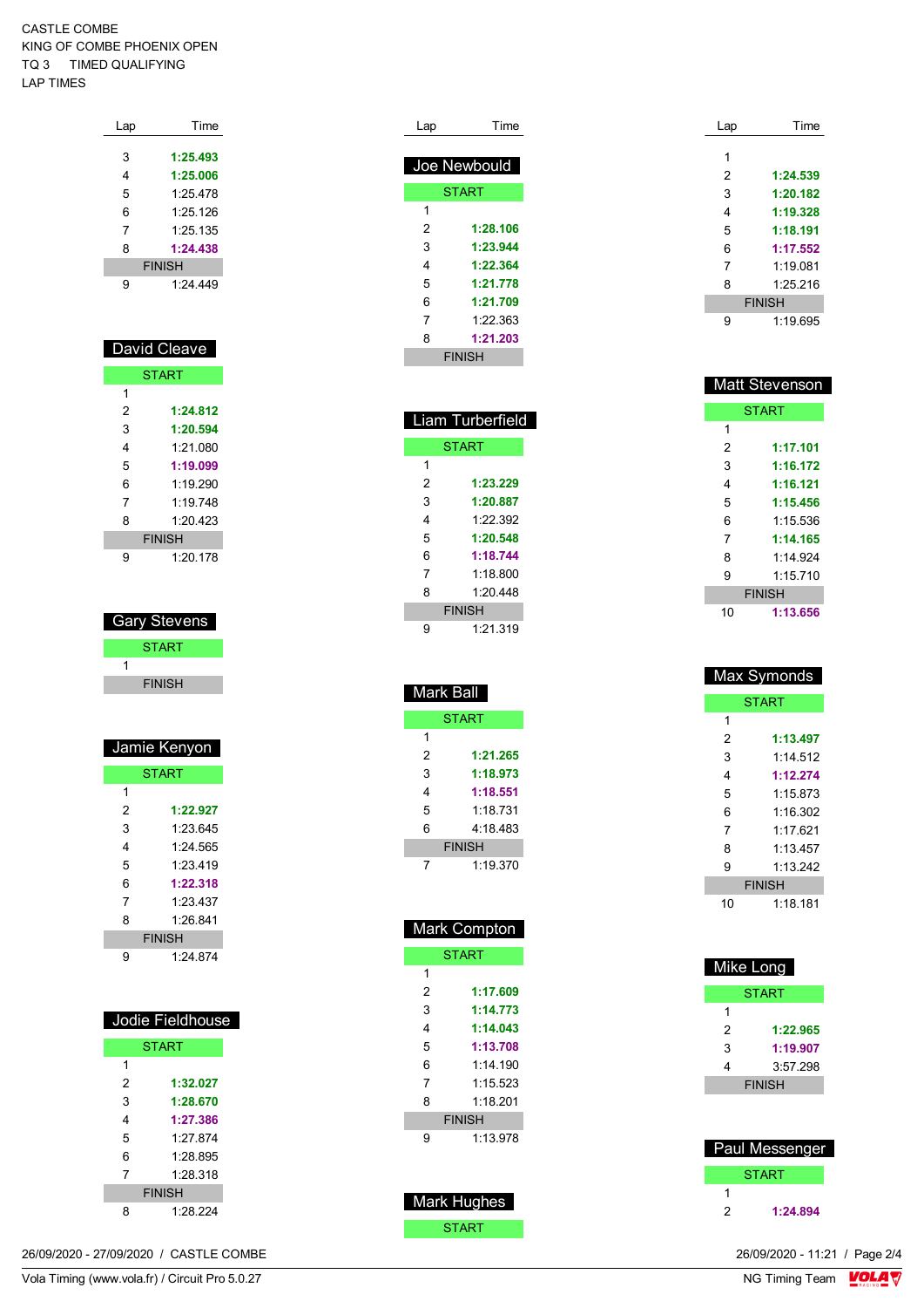CASTLE COMBE
KING OF COMBE PHOENIX OPEN
TQ 3 TIMED QUALIFYING
LAP TIMES

| Lap | Time |
|---|---|
| 3 | **1:25.493** |
| 4 | **1:25.006** |
| 5 | 1:25.478 |
| 6 | 1:25.126 |
| 7 | 1:25.135 |
| 8 | **1:24.438** |
| FINISH | |
| 9 | 1:24.449 |

## David Cleave

| Lap | Time |
|---|---|
| START | |
| 1 | |
| 2 | **1:24.812** |
| 3 | **1:20.594** |
| 4 | 1:21.080 |
| 5 | **1:19.099** |
| 6 | 1:19.290 |
| 7 | 1:19.748 |
| 8 | 1:20.423 |
| FINISH | |
| 9 | 1:20.178 |

## Gary Stevens

| Lap | Time |
|---|---|
| START | |
| 1 | |
| FINISH | |

## Jamie Kenyon

| Lap | Time |
|---|---|
| START | |
| 1 | |
| 2 | **1:22.927** |
| 3 | 1:23.645 |
| 4 | 1:24.565 |
| 5 | 1:23.419 |
| 6 | **1:22.318** |
| 7 | 1:23.437 |
| 8 | 1:26.841 |
| FINISH | |
| 9 | 1:24.874 |

## Jodie Fieldhouse

| Lap | Time |
|---|---|
| START | |
| 1 | |
| 2 | **1:32.027** |
| 3 | **1:28.670** |
| 4 | **1:27.386** |
| 5 | 1:27.874 |
| 6 | 1:28.895 |
| 7 | 1:28.318 |
| FINISH | |
| 8 | 1:28.224 |

## Joe Newbould

| Lap | Time |
|---|---|
| START | |
| 1 | |
| 2 | **1:28.106** |
| 3 | **1:23.944** |
| 4 | **1:22.364** |
| 5 | **1:21.778** |
| 6 | **1:21.709** |
| 7 | 1:22.363 |
| 8 | **1:21.203** |
| FINISH | |

## Liam Turberfield

| Lap | Time |
|---|---|
| START | |
| 1 | |
| 2 | **1:23.229** |
| 3 | **1:20.887** |
| 4 | 1:22.392 |
| 5 | **1:20.548** |
| 6 | **1:18.744** |
| 7 | 1:18.800 |
| 8 | 1:20.448 |
| FINISH | |
| 9 | 1:21.319 |

## Mark Ball

| Lap | Time |
|---|---|
| START | |
| 1 | |
| 2 | **1:21.265** |
| 3 | **1:18.973** |
| 4 | **1:18.551** |
| 5 | 1:18.731 |
| 6 | 4:18.483 |
| FINISH | |
| 7 | 1:19.370 |

## Mark Compton

| Lap | Time |
|---|---|
| START | |
| 1 | |
| 2 | **1:17.609** |
| 3 | **1:14.773** |
| 4 | **1:14.043** |
| 5 | **1:13.708** |
| 6 | 1:14.190 |
| 7 | 1:15.523 |
| 8 | 1:18.201 |
| FINISH | |
| 9 | 1:13.978 |

## Mark Hughes

| Lap | Time |
|---|---|
| START | |

| Lap | Time |
|---|---|
| 1 | |
| 2 | **1:24.539** |
| 3 | **1:20.182** |
| 4 | **1:19.328** |
| 5 | **1:18.191** |
| 6 | **1:17.552** |
| 7 | 1:19.081 |
| 8 | 1:25.216 |
| FINISH | |
| 9 | 1:19.695 |

## Matt Stevenson

| Lap | Time |
|---|---|
| START | |
| 1 | |
| 2 | **1:17.101** |
| 3 | **1:16.172** |
| 4 | **1:16.121** |
| 5 | **1:15.456** |
| 6 | 1:15.536 |
| 7 | **1:14.165** |
| 8 | 1:14.924 |
| 9 | 1:15.710 |
| FINISH | |
| 10 | **1:13.656** |

## Max Symonds

| Lap | Time |
|---|---|
| START | |
| 1 | |
| 2 | **1:13.497** |
| 3 | 1:14.512 |
| 4 | **1:12.274** |
| 5 | 1:15.873 |
| 6 | 1:16.302 |
| 7 | 1:17.621 |
| 8 | 1:13.457 |
| 9 | 1:13.242 |
| FINISH | |
| 10 | 1:18.181 |

## Mike Long

| Lap | Time |
|---|---|
| START | |
| 1 | |
| 2 | **1:22.965** |
| 3 | **1:19.907** |
| 4 | 3:57.298 |
| FINISH | |

## Paul Messenger

| Lap | Time |
|---|---|
| START | |
| 1 | |
| 2 | **1:24.894** |

26/09/2020 - 27/09/2020 / CASTLE COMBE
Vola Timing (www.vola.fr) / Circuit Pro 5.0.27
26/09/2020 - 11:21
NG Timing Team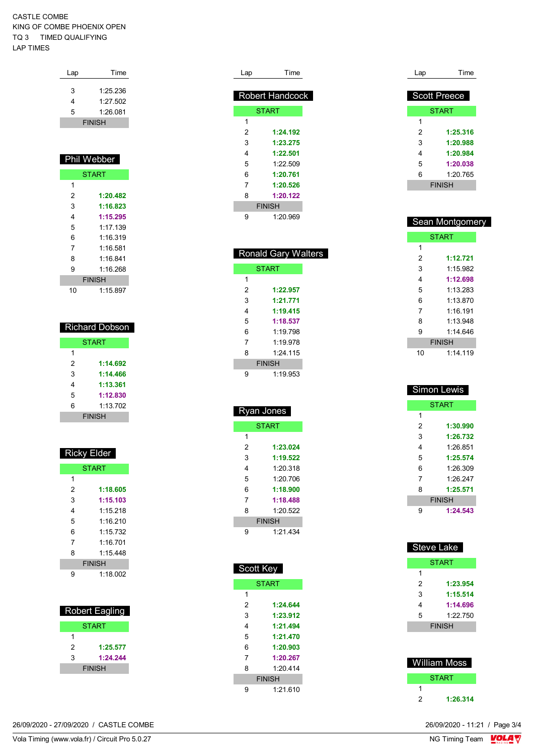CASTLE COMBE
KING OF COMBE PHOENIX OPEN
TQ 3 TIMED QUALIFYING
LAP TIMES

| Lap | Time |
|---|---|
| 3 | 1:25.236 |
| 4 | 1:27.502 |
| 5 | 1:26.081 |
| FINISH | |

### Phil Webber

| Lap | Time |
|---|---|
| START | |
| 1 | |
| 2 | **1:20.482** |
| 3 | **1:16.823** |
| 4 | **1:15.295** |
| 5 | 1:17.139 |
| 6 | 1:16.319 |
| 7 | 1:16.581 |
| 8 | 1:16.841 |
| 9 | 1:16.268 |
| FINISH | |
| 10 | 1:15.897 |

### Richard Dobson

| Lap | Time |
|---|---|
| START | |
| 1 | |
| 2 | **1:14.692** |
| 3 | **1:14.466** |
| 4 | **1:13.361** |
| 5 | **1:12.830** |
| 6 | 1:13.702 |
| FINISH | |

### Ricky Elder

| Lap | Time |
|---|---|
| START | |
| 1 | |
| 2 | **1:18.605** |
| 3 | **1:15.103** |
| 4 | 1:15.218 |
| 5 | 1:16.210 |
| 6 | 1:15.732 |
| 7 | 1:16.701 |
| 8 | 1:15.448 |
| FINISH | |
| 9 | 1:18.002 |

### Robert Eagling

| Lap | Time |
|---|---|
| START | |
| 1 | |
| 2 | **1:25.577** |
| 3 | **1:24.244** |
| FINISH | |

### Robert Handcock

| Lap | Time |
|---|---|
| START | |
| 1 | |
| 2 | **1:24.192** |
| 3 | **1:23.275** |
| 4 | **1:22.501** |
| 5 | 1:22.509 |
| 6 | **1:20.761** |
| 7 | **1:20.526** |
| 8 | **1:20.122** |
| FINISH | |
| 9 | 1:20.969 |

### Ronald Gary Walters

| Lap | Time |
|---|---|
| START | |
| 1 | |
| 2 | **1:22.957** |
| 3 | **1:21.771** |
| 4 | **1:19.415** |
| 5 | **1:18.537** |
| 6 | 1:19.798 |
| 7 | 1:19.978 |
| 8 | 1:24.115 |
| FINISH | |
| 9 | 1:19.953 |

### Ryan Jones

| Lap | Time |
|---|---|
| START | |
| 1 | |
| 2 | **1:23.024** |
| 3 | **1:19.522** |
| 4 | 1:20.318 |
| 5 | 1:20.706 |
| 6 | **1:18.900** |
| 7 | **1:18.488** |
| 8 | 1:20.522 |
| FINISH | |
| 9 | 1:21.434 |

### Scott Key

| Lap | Time |
|---|---|
| START | |
| 1 | |
| 2 | **1:24.644** |
| 3 | **1:23.912** |
| 4 | **1:21.494** |
| 5 | **1:21.470** |
| 6 | **1:20.903** |
| 7 | **1:20.267** |
| 8 | 1:20.414 |
| FINISH | |
| 9 | 1:21.610 |

### Scott Preece

| Lap | Time |
|---|---|
| START | |
| 1 | |
| 2 | **1:25.316** |
| 3 | **1:20.988** |
| 4 | **1:20.984** |
| 5 | **1:20.038** |
| 6 | 1:20.765 |
| FINISH | |

### Sean Montgomery

| Lap | Time |
|---|---|
| START | |
| 1 | |
| 2 | **1:12.721** |
| 3 | 1:15.982 |
| 4 | **1:12.698** |
| 5 | 1:13.283 |
| 6 | 1:13.870 |
| 7 | 1:16.191 |
| 8 | 1:13.948 |
| 9 | 1:14.646 |
| FINISH | |
| 10 | 1:14.119 |

### Simon Lewis

| Lap | Time |
|---|---|
| START | |
| 1 | |
| 2 | **1:30.990** |
| 3 | **1:26.732** |
| 4 | 1:26.851 |
| 5 | **1:25.574** |
| 6 | 1:26.309 |
| 7 | 1:26.247 |
| 8 | **1:25.571** |
| FINISH | |
| 9 | **1:24.543** |

### Steve Lake

| Lap | Time |
|---|---|
| START | |
| 1 | |
| 2 | **1:23.954** |
| 3 | **1:15.514** |
| 4 | **1:14.696** |
| 5 | 1:22.750 |
| FINISH | |

### William Moss

| Lap | Time |
|---|---|
| START | |
| 1 | |
| 2 | **1:26.314** |

26/09/2020 - 27/09/2020 / CASTLE COMBE
Vola Timing (www.vola.fr) / Circuit Pro 5.0.27
26/09/2020 - 11:21
NG Timing Team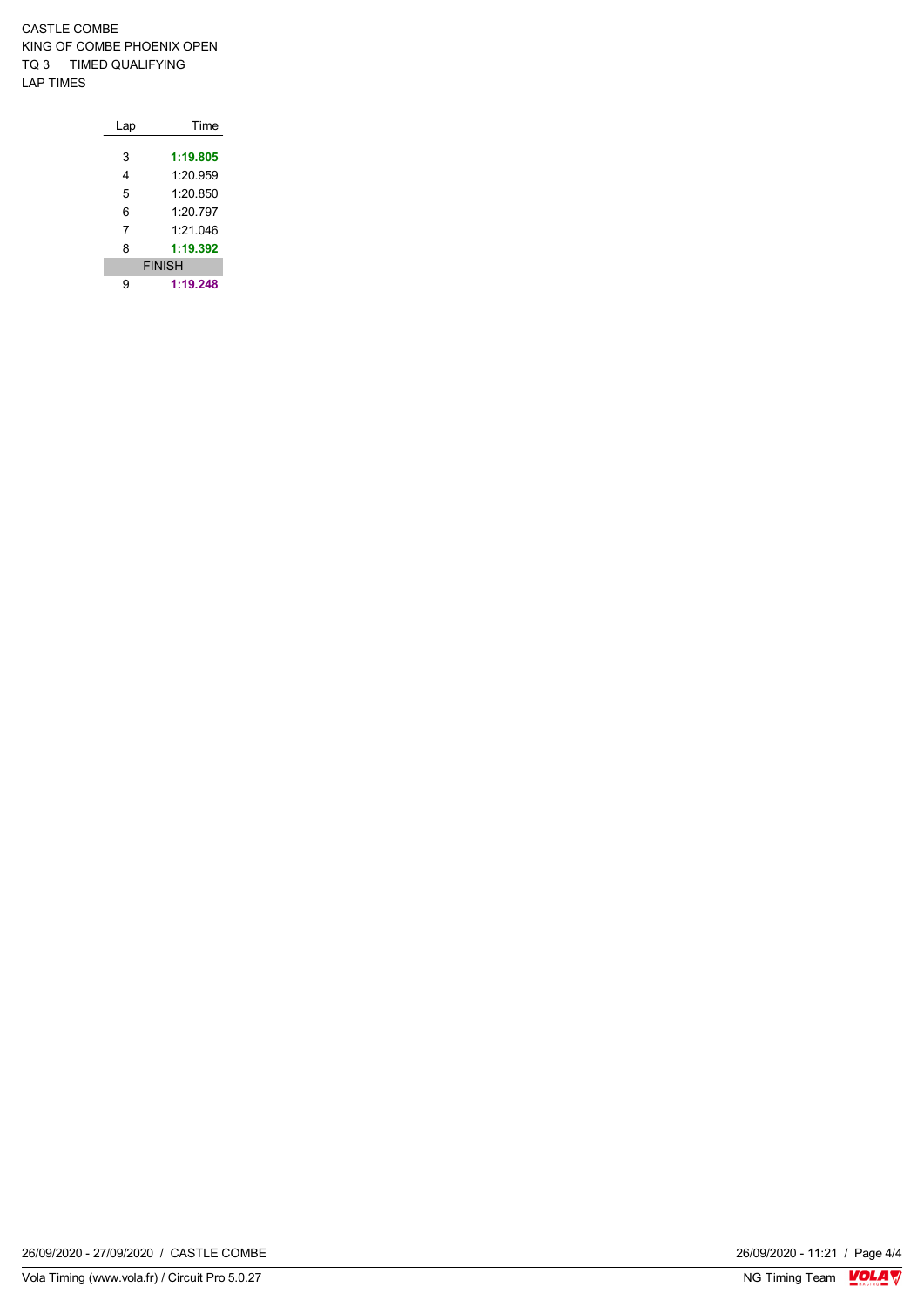CASTLE COMBE
KING OF COMBE PHOENIX OPEN
TQ 3 TIMED QUALIFYING
LAP TIMES

| Lap | Time |
|---|---|
| 3 | **1:19.805** |
| 4 | 1:20.959 |
| 5 | 1:20.850 |
| 6 | 1:20.797 |
| 7 | 1:21.046 |
| 8 | **1:19.392** |
| FINISH | |
| 9 | **1:19.248** |

26/09/2020 - 27/09/2020 / CASTLE COMBE

Vola Timing (www.vola.fr) / Circuit Pro 5.0.27

26/09/2020 - 11:21

NG Timing Team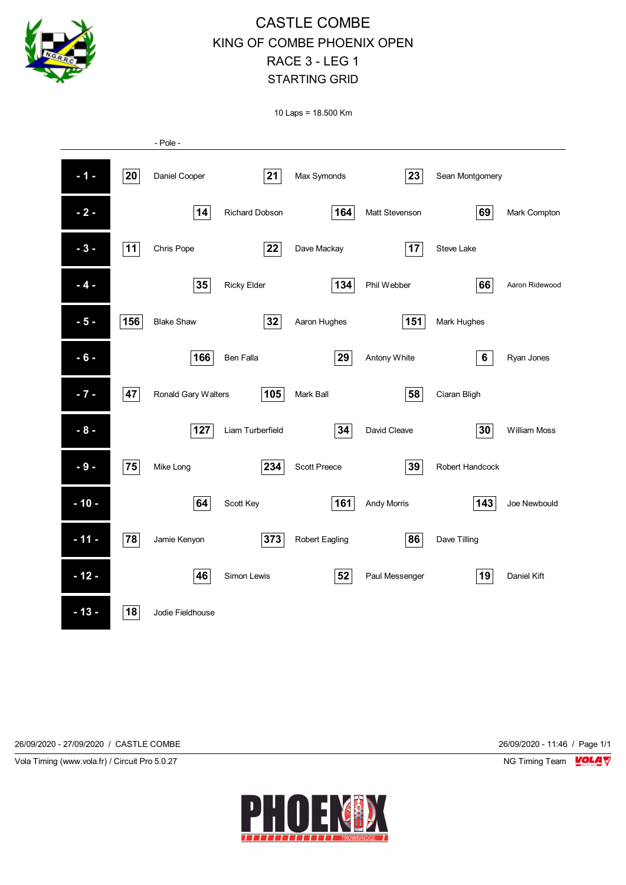# CASTLE COMBE

## KING OF COMBE PHOENIX OPEN

## RACE 3 - LEG 1

## STARTING GRID

10 Laps = 18.500 Km

- Pole -

| Row | No. | Driver | No. | Driver | No. | Driver |
|---|---|---|---|---|---|---|
| - 1 - | 20 | Daniel Cooper | 21 | Max Symonds | 23 | Sean Montgomery |
| - 2 - | 14 | Richard Dobson | 164 | Matt Stevenson | 69 | Mark Compton |
| - 3 - | 11 | Chris Pope | 22 | Dave Mackay | 17 | Steve Lake |
| - 4 - | 35 | Ricky Elder | 134 | Phil Webber | 66 | Aaron Ridewood |
| - 5 - | 156 | Blake Shaw | 32 | Aaron Hughes | 151 | Mark Hughes |
| - 6 - | 166 | Ben Falla | 29 | Antony White | 6 | Ryan Jones |
| - 7 - | 47 | Ronald Gary Walters | 105 | Mark Ball | 58 | Ciaran Bligh |
| - 8 - | 127 | Liam Turberfield | 34 | David Cleave | 30 | William Moss |
| - 9 - | 75 | Mike Long | 234 | Scott Preece | 39 | Robert Handcock |
| - 10 - | 64 | Scott Key | 161 | Andy Morris | 143 | Joe Newbould |
| - 11 - | 78 | Jamie Kenyon | 373 | Robert Eagling | 86 | Dave Tilling |
| - 12 - | 46 | Simon Lewis | 52 | Paul Messenger | 19 | Daniel Kift |
| - 13 - | 18 | Jodie Fieldhouse | | | | |

26/09/2020 - 27/09/2020 / CASTLE COMBE

26/09/2020 - 11:46 / Page 1/1

Vola Timing (www.vola.fr) / Circuit Pro 5.0.27

NG Timing Team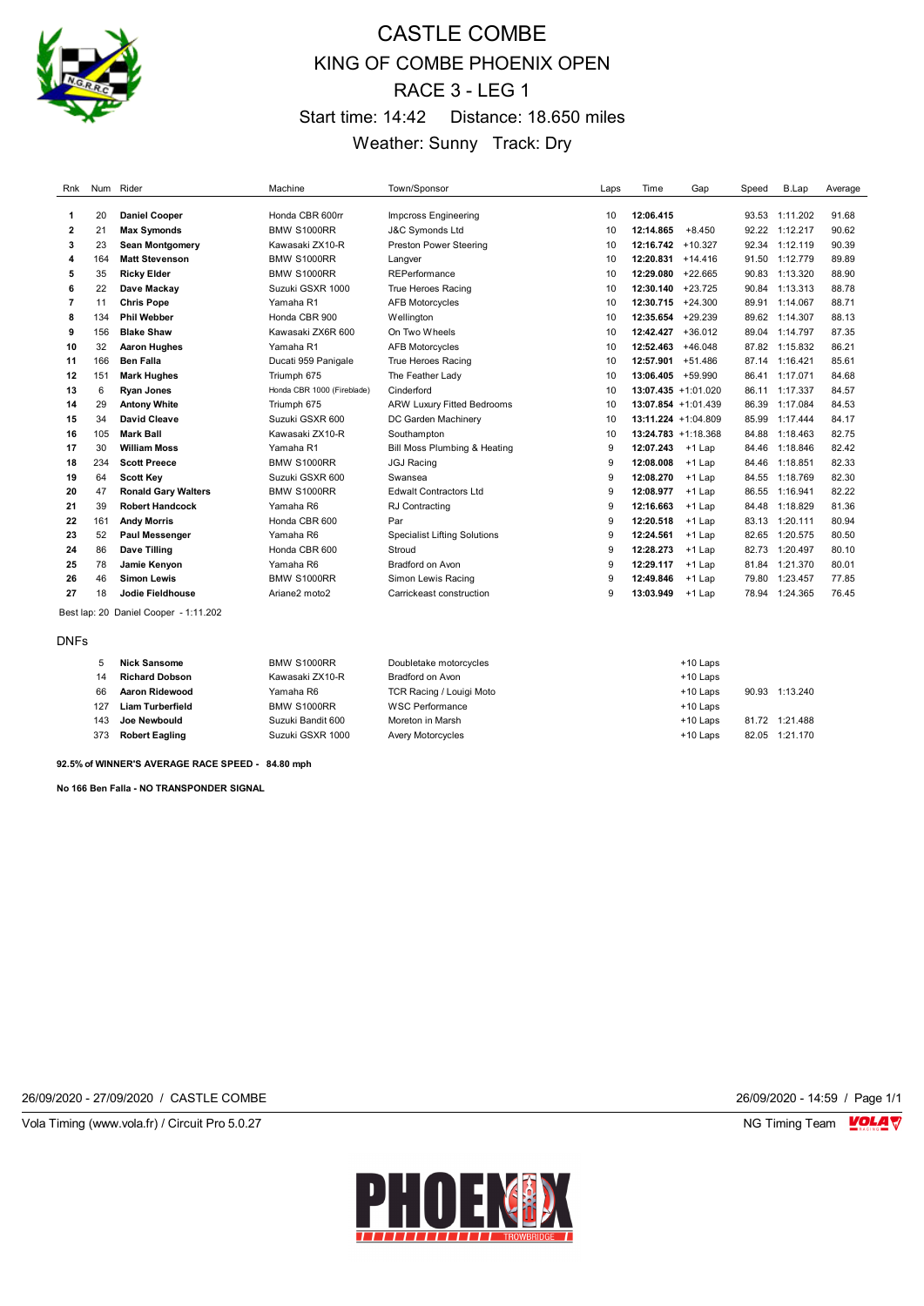# CASTLE COMBE

## KING OF COMBE PHOENIX OPEN

## RACE 3 - LEG 1

Start time: 14:42 Distance: 18.650 miles

Weather: Sunny Track: Dry

| Rnk | Num | Rider | Machine | Town/Sponsor | Laps | Time | Gap | Speed | B.Lap | Average |
|---|---|---|---|---|---|---|---|---|---|---|
| 1 | 20 | **Daniel Cooper** | Honda CBR 600rr | Impcross Engineering | 10 | **12:06.415** | | 93.53 | 1:11.202 | 91.68 |
| 2 | 21 | **Max Symonds** | BMW S1000RR | J&C Symonds Ltd | 10 | **12:14.865** | +8.450 | 92.22 | 1:12.217 | 90.62 |
| 3 | 23 | **Sean Montgomery** | Kawasaki ZX10-R | Preston Power Steering | 10 | **12:16.742** | +10.327 | 92.34 | 1:12.119 | 90.39 |
| 4 | 164 | **Matt Stevenson** | BMW S1000RR | Langver | 10 | **12:20.831** | +14.416 | 91.50 | 1:12.779 | 89.89 |
| 5 | 35 | **Ricky Elder** | BMW S1000RR | REPerformance | 10 | **12:29.080** | +22.665 | 90.83 | 1:13.320 | 88.90 |
| 6 | 22 | **Dave Mackay** | Suzuki GSXR 1000 | True Heroes Racing | 10 | **12:30.140** | +23.725 | 90.84 | 1:13.313 | 88.78 |
| 7 | 11 | **Chris Pope** | Yamaha R1 | AFB Motorcycles | 10 | **12:30.715** | +24.300 | 89.91 | 1:14.067 | 88.71 |
| 8 | 134 | **Phil Webber** | Honda CBR 900 | Wellington | 10 | **12:35.654** | +29.239 | 89.62 | 1:14.307 | 88.13 |
| 9 | 156 | **Blake Shaw** | Kawasaki ZX6R 600 | On Two Wheels | 10 | **12:42.427** | +36.012 | 89.04 | 1:14.797 | 87.35 |
| 10 | 32 | **Aaron Hughes** | Yamaha R1 | AFB Motorcycles | 10 | **12:52.463** | +46.048 | 87.82 | 1:15.832 | 86.21 |
| 11 | 166 | **Ben Falla** | Ducati 959 Panigale | True Heroes Racing | 10 | **12:57.901** | +51.486 | 87.14 | 1:16.421 | 85.61 |
| 12 | 151 | **Mark Hughes** | Triumph 675 | The Feather Lady | 10 | **13:06.405** | +59.990 | 86.41 | 1:17.071 | 84.68 |
| 13 | 6 | **Ryan Jones** | Honda CBR 1000 (Fireblade) | Cinderford | 10 | **13:07.435** | +1:01.020 | 86.11 | 1:17.337 | 84.57 |
| 14 | 29 | **Antony White** | Triumph 675 | ARW Luxury Fitted Bedrooms | 10 | **13:07.854** | +1:01.439 | 86.39 | 1:17.084 | 84.53 |
| 15 | 34 | **David Cleave** | Suzuki GSXR 600 | DC Garden Machinery | 10 | **13:11.224** | +1:04.809 | 85.99 | 1:17.444 | 84.17 |
| 16 | 105 | **Mark Ball** | Kawasaki ZX10-R | Southampton | 10 | **13:24.783** | +1:18.368 | 84.88 | 1:18.463 | 82.75 |
| 17 | 30 | **William Moss** | Yamaha R1 | Bill Moss Plumbing & Heating | 9 | **12:07.243** | +1 Lap | 84.46 | 1:18.846 | 82.42 |
| 18 | 234 | **Scott Preece** | BMW S1000RR | JGJ Racing | 9 | **12:08.008** | +1 Lap | 84.46 | 1:18.851 | 82.33 |
| 19 | 64 | **Scott Key** | Suzuki GSXR 600 | Swansea | 9 | **12:08.270** | +1 Lap | 84.55 | 1:18.769 | 82.30 |
| 20 | 47 | **Ronald Gary Walters** | BMW S1000RR | Edwalt Contractors Ltd | 9 | **12:08.977** | +1 Lap | 86.55 | 1:16.941 | 82.22 |
| 21 | 39 | **Robert Handcock** | Yamaha R6 | RJ Contracting | 9 | **12:16.663** | +1 Lap | 84.48 | 1:18.829 | 81.36 |
| 22 | 161 | **Andy Morris** | Honda CBR 600 | Par | 9 | **12:20.518** | +1 Lap | 83.13 | 1:20.111 | 80.94 |
| 23 | 52 | **Paul Messenger** | Yamaha R6 | Specialist Lifting Solutions | 9 | **12:24.561** | +1 Lap | 82.65 | 1:20.575 | 80.50 |
| 24 | 86 | **Dave Tilling** | Honda CBR 600 | Stroud | 9 | **12:28.273** | +1 Lap | 82.73 | 1:20.497 | 80.10 |
| 25 | 78 | **Jamie Kenyon** | Yamaha R6 | Bradford on Avon | 9 | **12:29.117** | +1 Lap | 81.84 | 1:21.370 | 80.01 |
| 26 | 46 | **Simon Lewis** | BMW S1000RR | Simon Lewis Racing | 9 | **12:49.846** | +1 Lap | 79.80 | 1:23.457 | 77.85 |
| 27 | 18 | **Jodie Fieldhouse** | Ariane2 moto2 | Carrickeast construction | 9 | **13:03.949** | +1 Lap | 78.94 | 1:24.365 | 76.45 |

Best lap: 20 Daniel Cooper - 1:11.202

DNFs

| Num | Rider | Machine | Town/Sponsor | Gap | Speed | B.Lap |
|---|---|---|---|---|---|---|
| 5 | **Nick Sansome** | BMW S1000RR | Doubletake motorcycles | +10 Laps | | |
| 14 | **Richard Dobson** | Kawasaki ZX10-R | Bradford on Avon | +10 Laps | | |
| 66 | **Aaron Ridewood** | Yamaha R6 | TCR Racing / Louigi Moto | +10 Laps | 90.93 | 1:13.240 |
| 127 | **Liam Turberfield** | BMW S1000RR | WSC Performance | +10 Laps | | |
| 143 | **Joe Newbould** | Suzuki Bandit 600 | Moreton in Marsh | +10 Laps | 81.72 | 1:21.488 |
| 373 | **Robert Eagling** | Suzuki GSXR 1000 | Avery Motorcycles | +10 Laps | 82.05 | 1:21.170 |

**92.5% of WINNER'S AVERAGE RACE SPEED - 84.80 mph**

**No 166 Ben Falla - NO TRANSPONDER SIGNAL**

26/09/2020 - 27/09/2020 / CASTLE COMBE

26/09/2020 - 14:59

Vola Timing (www.vola.fr) / Circuit Pro 5.0.27

NG Timing Team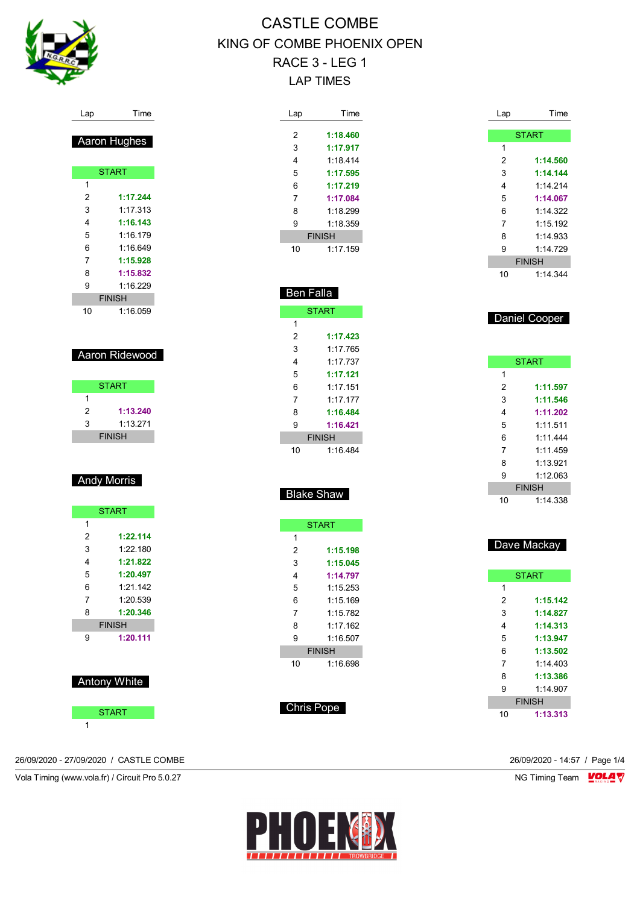# CASTLE COMBE

## KING OF COMBE PHOENIX OPEN

## RACE 3 - LEG 1

## LAP TIMES

### Aaron Hughes

| Lap | Time |
|---|---|
| START | |
| 1 | |
| 2 | **1:17.244** |
| 3 | 1:17.313 |
| 4 | **1:16.143** |
| 5 | 1:16.179 |
| 6 | 1:16.649 |
| 7 | **1:15.928** |
| 8 | **1:15.832** |
| 9 | 1:16.229 |
| FINISH | |
| 10 | 1:16.059 |

### Aaron Ridewood

| Lap | Time |
|---|---|
| START | |
| 1 | |
| 2 | **1:13.240** |
| 3 | 1:13.271 |
| FINISH | |

### Andy Morris

| Lap | Time |
|---|---|
| START | |
| 1 | |
| 2 | **1:22.114** |
| 3 | 1:22.180 |
| 4 | **1:21.822** |
| 5 | **1:20.497** |
| 6 | 1:21.142 |
| 7 | 1:20.539 |
| 8 | **1:20.346** |
| FINISH | |
| 9 | **1:20.111** |

### Antony White

| Lap | Time |
|---|---|
| START | |
| 1 | |
| 2 | **1:18.460** |
| 3 | **1:17.917** |
| 4 | 1:18.414 |
| 5 | **1:17.595** |
| 6 | **1:17.219** |
| 7 | **1:17.084** |
| 8 | 1:18.299 |
| 9 | 1:18.359 |
| FINISH | |
| 10 | 1:17.159 |

### Ben Falla

| Lap | Time |
|---|---|
| START | |
| 1 | |
| 2 | **1:17.423** |
| 3 | 1:17.765 |
| 4 | 1:17.737 |
| 5 | **1:17.121** |
| 6 | 1:17.151 |
| 7 | 1:17.177 |
| 8 | **1:16.484** |
| 9 | **1:16.421** |
| FINISH | |
| 10 | 1:16.484 |

### Blake Shaw

| Lap | Time |
|---|---|
| START | |
| 1 | |
| 2 | **1:15.198** |
| 3 | **1:15.045** |
| 4 | **1:14.797** |
| 5 | 1:15.253 |
| 6 | 1:15.169 |
| 7 | 1:15.782 |
| 8 | 1:17.162 |
| 9 | 1:16.507 |
| FINISH | |
| 10 | 1:16.698 |

### Chris Pope

| Lap | Time |
|---|---|
| START | |
| 1 | |
| 2 | **1:14.560** |
| 3 | **1:14.144** |
| 4 | 1:14.214 |
| 5 | **1:14.067** |
| 6 | 1:14.322 |
| 7 | 1:15.192 |
| 8 | 1:14.933 |
| 9 | 1:14.729 |
| FINISH | |
| 10 | 1:14.344 |

### Daniel Cooper

| Lap | Time |
|---|---|
| START | |
| 1 | |
| 2 | **1:11.597** |
| 3 | **1:11.546** |
| 4 | **1:11.202** |
| 5 | 1:11.511 |
| 6 | 1:11.444 |
| 7 | 1:11.459 |
| 8 | 1:13.921 |
| 9 | 1:12.063 |
| FINISH | |
| 10 | 1:14.338 |

### Dave Mackay

| Lap | Time |
|---|---|
| START | |
| 1 | |
| 2 | **1:15.142** |
| 3 | **1:14.827** |
| 4 | **1:14.313** |
| 5 | **1:13.947** |
| 6 | **1:13.502** |
| 7 | 1:14.403 |
| 8 | **1:13.386** |
| 9 | 1:14.907 |
| FINISH | |
| 10 | **1:13.313** |

26/09/2020 - 27/09/2020 / CASTLE COMBE

26/09/2020 - 14:57

Vola Timing (www.vola.fr) / Circuit Pro 5.0.27

NG Timing Team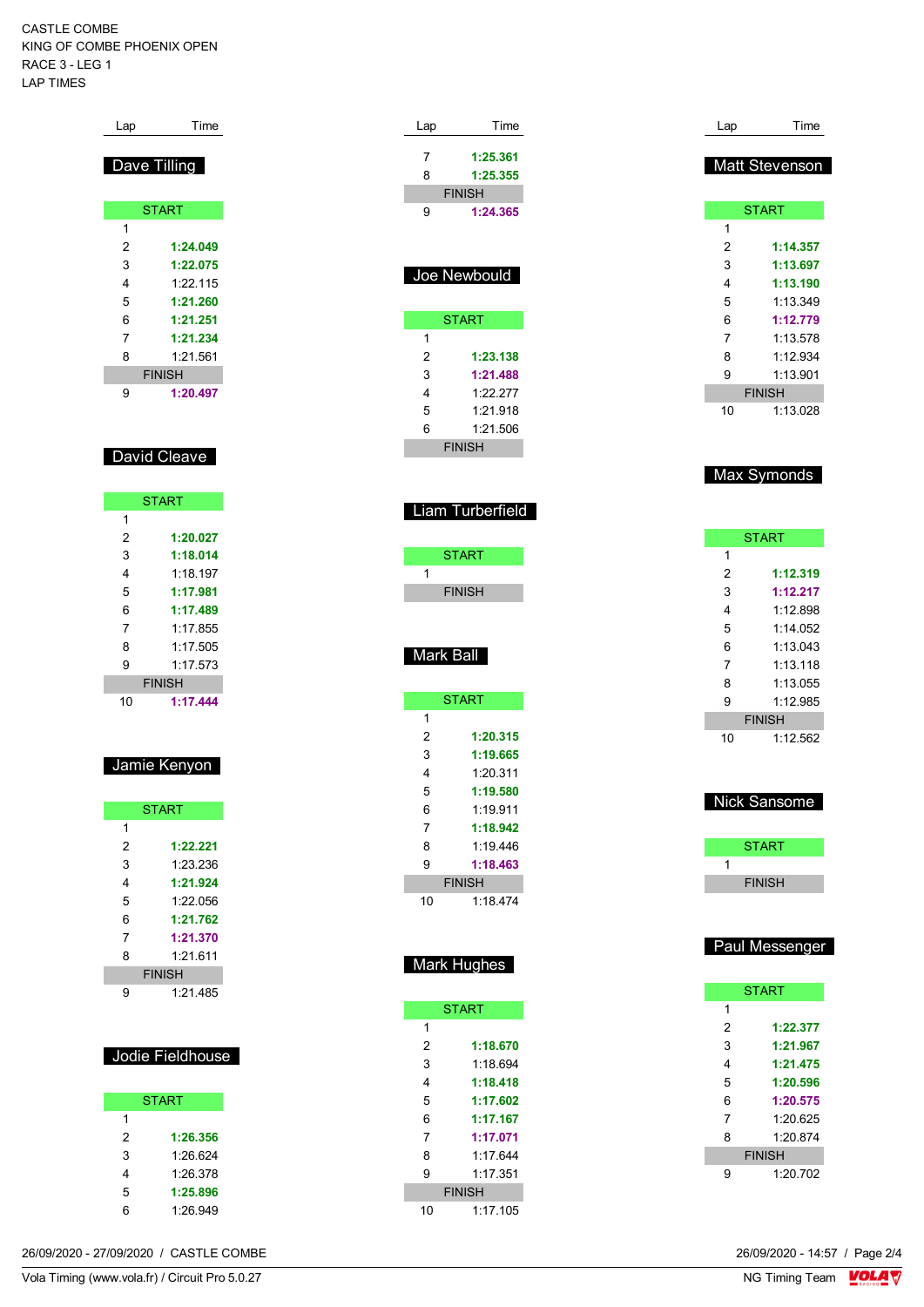CASTLE COMBE
KING OF COMBE PHOENIX OPEN
RACE 3 - LEG 1
LAP TIMES

## Dave Tilling

| Lap | Time |
|---|---|
| START | |
| 1 | |
| 2 | **1:24.049** |
| 3 | **1:22.075** |
| 4 | 1:22.115 |
| 5 | **1:21.260** |
| 6 | **1:21.251** |
| 7 | **1:21.234** |
| 8 | 1:21.561 |
| FINISH | |
| 9 | **1:20.497** |

## David Cleave

| Lap | Time |
|---|---|
| START | |
| 1 | |
| 2 | **1:20.027** |
| 3 | **1:18.014** |
| 4 | 1:18.197 |
| 5 | **1:17.981** |
| 6 | **1:17.489** |
| 7 | 1:17.855 |
| 8 | 1:17.505 |
| 9 | 1:17.573 |
| FINISH | |
| 10 | **1:17.444** |

## Jamie Kenyon

| Lap | Time |
|---|---|
| START | |
| 1 | |
| 2 | **1:22.221** |
| 3 | 1:23.236 |
| 4 | **1:21.924** |
| 5 | 1:22.056 |
| 6 | **1:21.762** |
| 7 | **1:21.370** |
| 8 | 1:21.611 |
| FINISH | |
| 9 | 1:21.485 |

## Jodie Fieldhouse

| Lap | Time |
|---|---|
| START | |
| 1 | |
| 2 | **1:26.356** |
| 3 | 1:26.624 |
| 4 | 1:26.378 |
| 5 | **1:25.896** |
| 6 | 1:26.949 |
| 7 | **1:25.361** |
| 8 | **1:25.355** |
| FINISH | |
| 9 | **1:24.365** |

## Joe Newbould

| Lap | Time |
|---|---|
| START | |
| 1 | |
| 2 | **1:23.138** |
| 3 | **1:21.488** |
| 4 | 1:22.277 |
| 5 | 1:21.918 |
| 6 | 1:21.506 |
| FINISH | |

## Liam Turberfield

| Lap | Time |
|---|---|
| START | |
| 1 | |
| FINISH | |

## Mark Ball

| Lap | Time |
|---|---|
| START | |
| 1 | |
| 2 | **1:20.315** |
| 3 | **1:19.665** |
| 4 | 1:20.311 |
| 5 | **1:19.580** |
| 6 | 1:19.911 |
| 7 | **1:18.942** |
| 8 | 1:19.446 |
| 9 | **1:18.463** |
| FINISH | |
| 10 | 1:18.474 |

## Mark Hughes

| Lap | Time |
|---|---|
| START | |
| 1 | |
| 2 | **1:18.670** |
| 3 | 1:18.694 |
| 4 | **1:18.418** |
| 5 | **1:17.602** |
| 6 | **1:17.167** |
| 7 | **1:17.071** |
| 8 | 1:17.644 |
| 9 | 1:17.351 |
| FINISH | |
| 10 | 1:17.105 |

## Matt Stevenson

| Lap | Time |
|---|---|
| START | |
| 1 | |
| 2 | **1:14.357** |
| 3 | **1:13.697** |
| 4 | **1:13.190** |
| 5 | 1:13.349 |
| 6 | **1:12.779** |
| 7 | 1:13.578 |
| 8 | 1:12.934 |
| 9 | 1:13.901 |
| FINISH | |
| 10 | 1:13.028 |

## Max Symonds

| Lap | Time |
|---|---|
| START | |
| 1 | |
| 2 | **1:12.319** |
| 3 | **1:12.217** |
| 4 | 1:12.898 |
| 5 | 1:14.052 |
| 6 | 1:13.043 |
| 7 | 1:13.118 |
| 8 | 1:13.055 |
| 9 | 1:12.985 |
| FINISH | |
| 10 | 1:12.562 |

## Nick Sansome

| Lap | Time |
|---|---|
| START | |
| 1 | |
| FINISH | |

## Paul Messenger

| Lap | Time |
|---|---|
| START | |
| 1 | |
| 2 | **1:22.377** |
| 3 | **1:21.967** |
| 4 | **1:21.475** |
| 5 | **1:20.596** |
| 6 | **1:20.575** |
| 7 | 1:20.625 |
| 8 | 1:20.874 |
| FINISH | |
| 9 | 1:20.702 |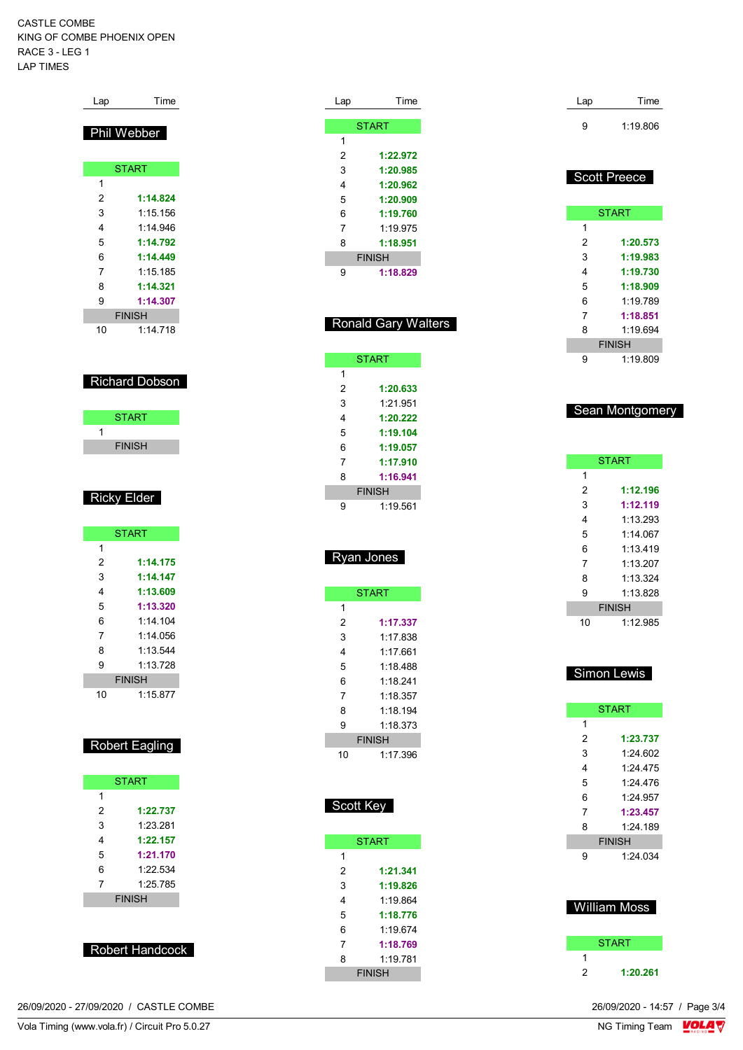CASTLE COMBE
KING OF COMBE PHOENIX OPEN
RACE 3 - LEG 1
LAP TIMES

## Phil Webber

| Lap | Time |
|---|---|
| START | |
| 1 | |
| 2 | **1:14.824** |
| 3 | 1:15.156 |
| 4 | 1:14.946 |
| 5 | **1:14.792** |
| 6 | **1:14.449** |
| 7 | 1:15.185 |
| 8 | **1:14.321** |
| 9 | **1:14.307** |
| FINISH | |
| 10 | 1:14.718 |

## Richard Dobson

| Lap | Time |
|---|---|
| START | |
| 1 | |
| FINISH | |

## Ricky Elder

| Lap | Time |
|---|---|
| START | |
| 1 | |
| 2 | **1:14.175** |
| 3 | **1:14.147** |
| 4 | **1:13.609** |
| 5 | **1:13.320** |
| 6 | 1:14.104 |
| 7 | 1:14.056 |
| 8 | 1:13.544 |
| 9 | 1:13.728 |
| FINISH | |
| 10 | 1:15.877 |

## Robert Eagling

| Lap | Time |
|---|---|
| START | |
| 1 | |
| 2 | **1:22.737** |
| 3 | 1:23.281 |
| 4 | **1:22.157** |
| 5 | **1:21.170** |
| 6 | 1:22.534 |
| 7 | 1:25.785 |
| FINISH | |

## Robert Handcock

| Lap | Time |
|---|---|
| START | |
| 1 | |
| 2 | **1:22.972** |
| 3 | **1:20.985** |
| 4 | **1:20.962** |
| 5 | **1:20.909** |
| 6 | **1:19.760** |
| 7 | 1:19.975 |
| 8 | **1:18.951** |
| FINISH | |
| 9 | **1:18.829** |

## Ronald Gary Walters

| Lap | Time |
|---|---|
| START | |
| 1 | |
| 2 | **1:20.633** |
| 3 | 1:21.951 |
| 4 | **1:20.222** |
| 5 | **1:19.104** |
| 6 | **1:19.057** |
| 7 | **1:17.910** |
| 8 | **1:16.941** |
| FINISH | |
| 9 | 1:19.561 |

## Ryan Jones

| Lap | Time |
|---|---|
| START | |
| 1 | |
| 2 | **1:17.337** |
| 3 | 1:17.838 |
| 4 | 1:17.661 |
| 5 | 1:18.488 |
| 6 | 1:18.241 |
| 7 | 1:18.357 |
| 8 | 1:18.194 |
| 9 | 1:18.373 |
| FINISH | |
| 10 | 1:17.396 |

## Scott Key

| Lap | Time |
|---|---|
| START | |
| 1 | |
| 2 | **1:21.341** |
| 3 | **1:19.826** |
| 4 | 1:19.864 |
| 5 | **1:18.776** |
| 6 | 1:19.674 |
| 7 | **1:18.769** |
| 8 | 1:19.781 |
| FINISH | |
| 9 | 1:19.806 |

## Scott Preece

| Lap | Time |
|---|---|
| START | |
| 1 | |
| 2 | **1:20.573** |
| 3 | **1:19.983** |
| 4 | **1:19.730** |
| 5 | **1:18.909** |
| 6 | 1:19.789 |
| 7 | **1:18.851** |
| 8 | 1:19.694 |
| FINISH | |
| 9 | 1:19.809 |

## Sean Montgomery

| Lap | Time |
|---|---|
| START | |
| 1 | |
| 2 | **1:12.196** |
| 3 | **1:12.119** |
| 4 | 1:13.293 |
| 5 | 1:14.067 |
| 6 | 1:13.419 |
| 7 | 1:13.207 |
| 8 | 1:13.324 |
| 9 | 1:13.828 |
| FINISH | |
| 10 | 1:12.985 |

## Simon Lewis

| Lap | Time |
|---|---|
| START | |
| 1 | |
| 2 | **1:23.737** |
| 3 | 1:24.602 |
| 4 | 1:24.475 |
| 5 | 1:24.476 |
| 6 | 1:24.957 |
| 7 | **1:23.457** |
| 8 | 1:24.189 |
| FINISH | |
| 9 | 1:24.034 |

## William Moss

| Lap | Time |
|---|---|
| START | |
| 1 | |
| 2 | **1:20.261** |

26/09/2020 - 27/09/2020 / CASTLE COMBE
Vola Timing (www.vola.fr) / Circuit Pro 5.0.27
26/09/2020 - 14:57
NG Timing Team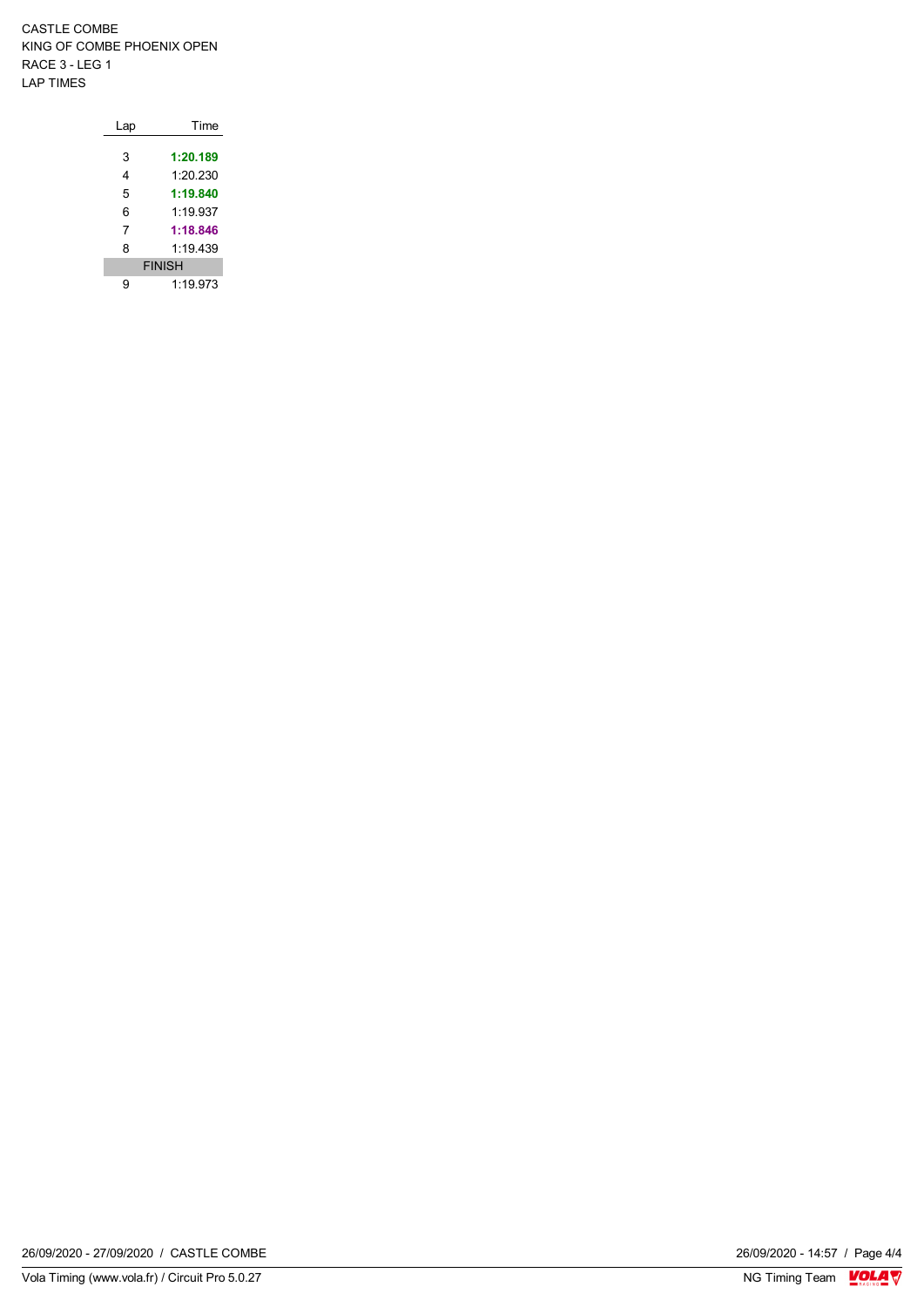CASTLE COMBE
KING OF COMBE PHOENIX OPEN
RACE 3 - LEG 1
LAP TIMES

| Lap | Time |
|---|---|
| 3 | **1:20.189** |
| 4 | 1:20.230 |
| 5 | **1:19.840** |
| 6 | 1:19.937 |
| 7 | **1:18.846** |
| 8 | 1:19.439 |
| FINISH | |
| 9 | 1:19.973 |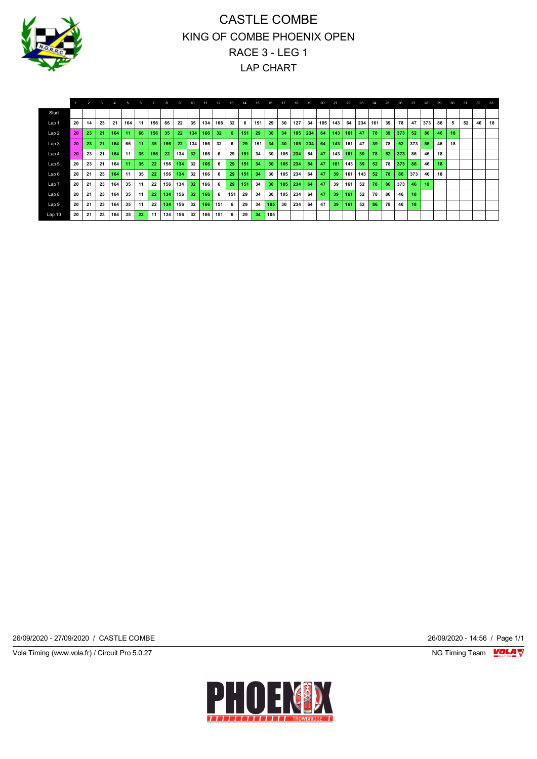# CASTLE COMBE
# KING OF COMBE PHOENIX OPEN
# RACE 3 - LEG 1
# LAP CHART

| | 1. | 2. | 3. | 4. | 5. | 6. | 7. | 8. | 9. | 10. | 11. | 12. | 13. | 14. | 15. | 16. | 17. | 18. | 19. | 20. | 21. | 22. | 23. | 24. | 25. | 26. | 27. | 28. | 29. | 30. | 31. | 32. | 33. |
|---|---|---|---|---|---|---|---|---|---|---|---|---|---|---|---|---|---|---|---|---|---|---|---|---|---|---|---|---|---|---|---|---|---|
| Start | | | | | | | | | | | | | | | | | | | | | | | | | | | | | | | | | |
| Lap 1 | 20 | 14 | 23 | 21 | 164 | 11 | 156 | 66 | 22 | 35 | 134 | 166 | 32 | 6 | 151 | 29 | 30 | 127 | 34 | 105 | 143 | 64 | 234 | 161 | 39 | 78 | 47 | 373 | 86 | 5 | 52 | 46 | 18 |
| Lap 2 | 20 | 23 | 21 | 164 | 11 | 66 | 156 | 35 | 22 | 134 | 166 | 32 | 6 | 151 | 29 | 30 | 34 | 105 | 234 | 64 | 143 | 161 | 47 | 78 | 39 | 373 | 52 | 86 | 46 | 18 | | | |
| Lap 3 | 20 | 23 | 21 | 164 | 66 | 11 | 35 | 156 | 22 | 134 | 166 | 32 | 6 | 29 | 151 | 34 | 30 | 105 | 234 | 64 | 143 | 161 | 47 | 39 | 78 | 52 | 373 | 86 | 46 | 18 | | | |
| Lap 4 | 20 | 23 | 21 | 164 | 11 | 35 | 156 | 22 | 134 | 32 | 166 | 6 | 29 | 151 | 34 | 30 | 105 | 234 | 64 | 47 | 143 | 161 | 39 | 78 | 52 | 373 | 86 | 46 | 18 | | | | |
| Lap 5 | 20 | 23 | 21 | 164 | 11 | 35 | 22 | 156 | 134 | 32 | 166 | 6 | 29 | 151 | 34 | 30 | 105 | 234 | 64 | 47 | 161 | 143 | 39 | 52 | 78 | 373 | 86 | 46 | 18 | | | | |
| Lap 6 | 20 | 21 | 23 | 164 | 11 | 35 | 22 | 156 | 134 | 32 | 166 | 6 | 29 | 151 | 34 | 30 | 105 | 234 | 64 | 47 | 39 | 161 | 143 | 52 | 78 | 86 | 373 | 46 | 18 | | | | |
| Lap 7 | 20 | 21 | 23 | 164 | 35 | 11 | 22 | 156 | 134 | 32 | 166 | 6 | 29 | 151 | 34 | 30 | 105 | 234 | 64 | 47 | 39 | 161 | 52 | 78 | 86 | 373 | 46 | 18 | | | | | |
| Lap 8 | 20 | 21 | 23 | 164 | 35 | 11 | 22 | 134 | 156 | 32 | 166 | 6 | 151 | 29 | 34 | 30 | 105 | 234 | 64 | 47 | 39 | 161 | 52 | 78 | 86 | 46 | 18 | | | | | | |
| Lap 9 | 20 | 21 | 23 | 164 | 35 | 11 | 22 | 134 | 156 | 32 | 166 | 151 | 6 | 29 | 34 | 105 | 30 | 234 | 64 | 47 | 39 | 161 | 52 | 86 | 78 | 46 | 18 | | | | | | |
| Lap 10 | 20 | 21 | 23 | 164 | 35 | 22 | 11 | 134 | 156 | 32 | 166 | 151 | 6 | 29 | 34 | 105 | | | | | | | | | | | | | | | | | |

26/09/2020 - 27/09/2020 / CASTLE COMBE

26/09/2020 - 14:56

Vola Timing (www.vola.fr) / Circuit Pro 5.0.27

NG Timing Team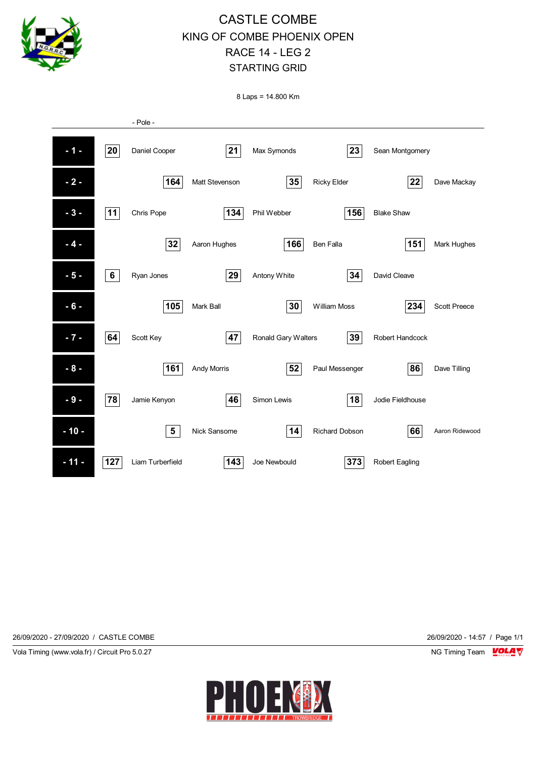# CASTLE COMBE

## KING OF COMBE PHOENIX OPEN

## RACE 14 - LEG 2

## STARTING GRID

8 Laps = 14.800 Km

- Pole -

| Row | No. | Driver | No. | Driver | No. | Driver |
|---|---|---|---|---|---|---|
| - 1 - | 20 | Daniel Cooper | 21 | Max Symonds | 23 | Sean Montgomery |
| - 2 - | 164 | Matt Stevenson | 35 | Ricky Elder | 22 | Dave Mackay |
| - 3 - | 11 | Chris Pope | 134 | Phil Webber | 156 | Blake Shaw |
| - 4 - | 32 | Aaron Hughes | 166 | Ben Falla | 151 | Mark Hughes |
| - 5 - | 6 | Ryan Jones | 29 | Antony White | 34 | David Cleave |
| - 6 - | 105 | Mark Ball | 30 | William Moss | 234 | Scott Preece |
| - 7 - | 64 | Scott Key | 47 | Ronald Gary Walters | 39 | Robert Handcock |
| - 8 - | 161 | Andy Morris | 52 | Paul Messenger | 86 | Dave Tilling |
| - 9 - | 78 | Jamie Kenyon | 46 | Simon Lewis | 18 | Jodie Fieldhouse |
| - 10 - | 5 | Nick Sansome | 14 | Richard Dobson | 66 | Aaron Ridewood |
| - 11 - | 127 | Liam Turberfield | 143 | Joe Newbould | 373 | Robert Eagling |

26/09/2020 - 27/09/2020 / CASTLE COMBE

26/09/2020 - 14:57 / Page 1/1

Vola Timing (www.vola.fr) / Circuit Pro 5.0.27

NG Timing Team